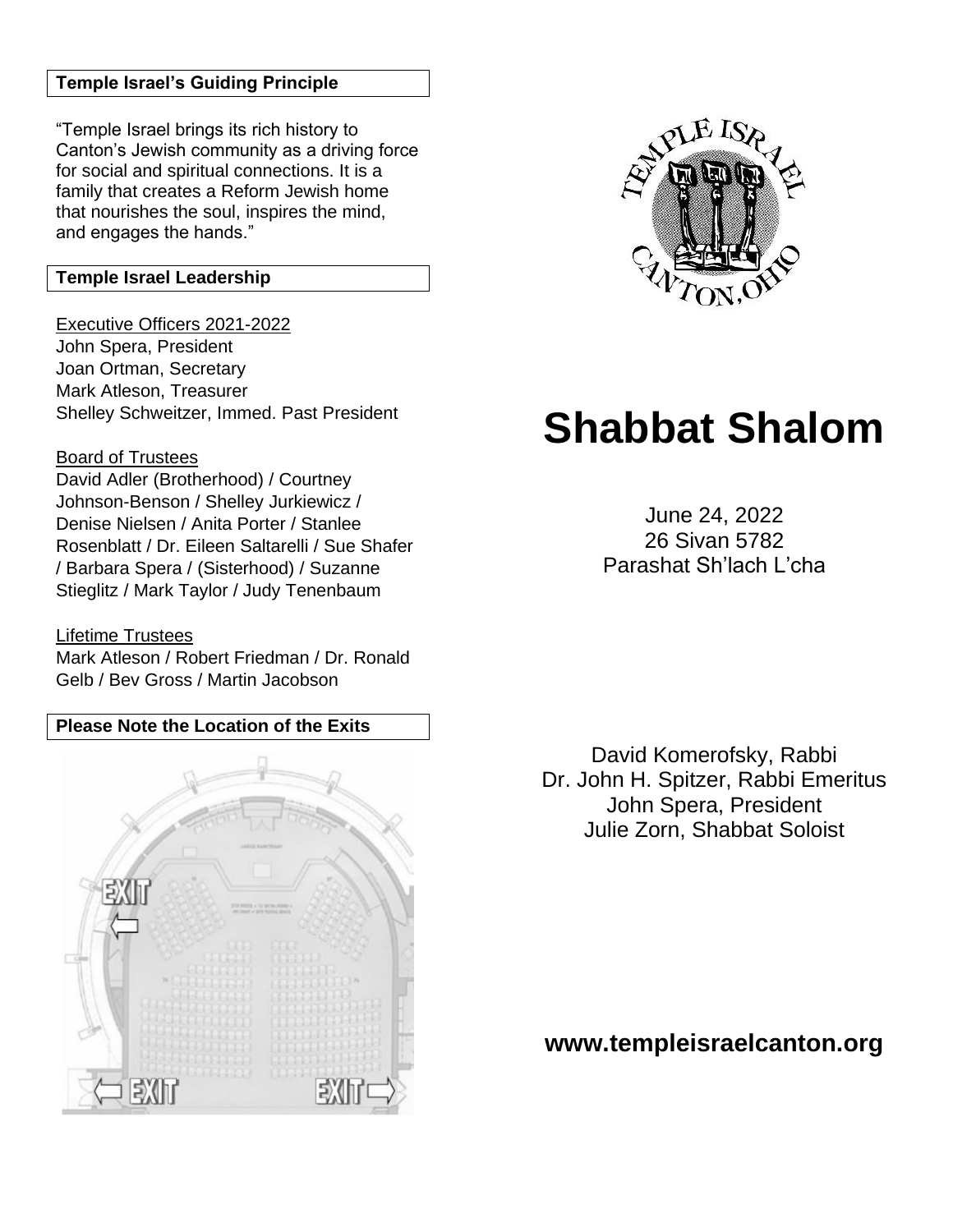## Temple Israel's Guiding Principle

"Temple Israel brings its rich history to Canton's Jewish community as a driving force for social and spiritual connections. It is a family that creates a Reform Jewish home that nourishes the soul, inspires the mind, and engages the hands."

## Temple Israel Leadership

Executive Officers 2021-2022
John Spera, President
Joan Ortman, Secretary
Mark Atleson, Treasurer
Shelley Schweitzer, Immed. Past President

Board of Trustees
David Adler (Brotherhood) / Courtney Johnson-Benson / Shelley Jurkiewicz / Denise Nielsen / Anita Porter / Stanlee Rosenblatt / Dr. Eileen Saltarelli / Sue Shafer / Barbara Spera / (Sisterhood) / Suzanne Stieglitz / Mark Taylor / Judy Tenenbaum

Lifetime Trustees
Mark Atleson / Robert Friedman / Dr. Ronald Gelb / Bev Gross / Martin Jacobson

## Please Note the Location of the Exits

EXIT

EXIT

EXIT

TEMPLE ISRAEL CANTON, OHIO

# Shabbat Shalom

June 24, 2022
26 Sivan 5782
Parashat Sh'lach L'cha

David Komerofsky, Rabbi
Dr. John H. Spitzer, Rabbi Emeritus
John Spera, President
Julie Zorn, Shabbat Soloist

**www.templeisraelcanton.org**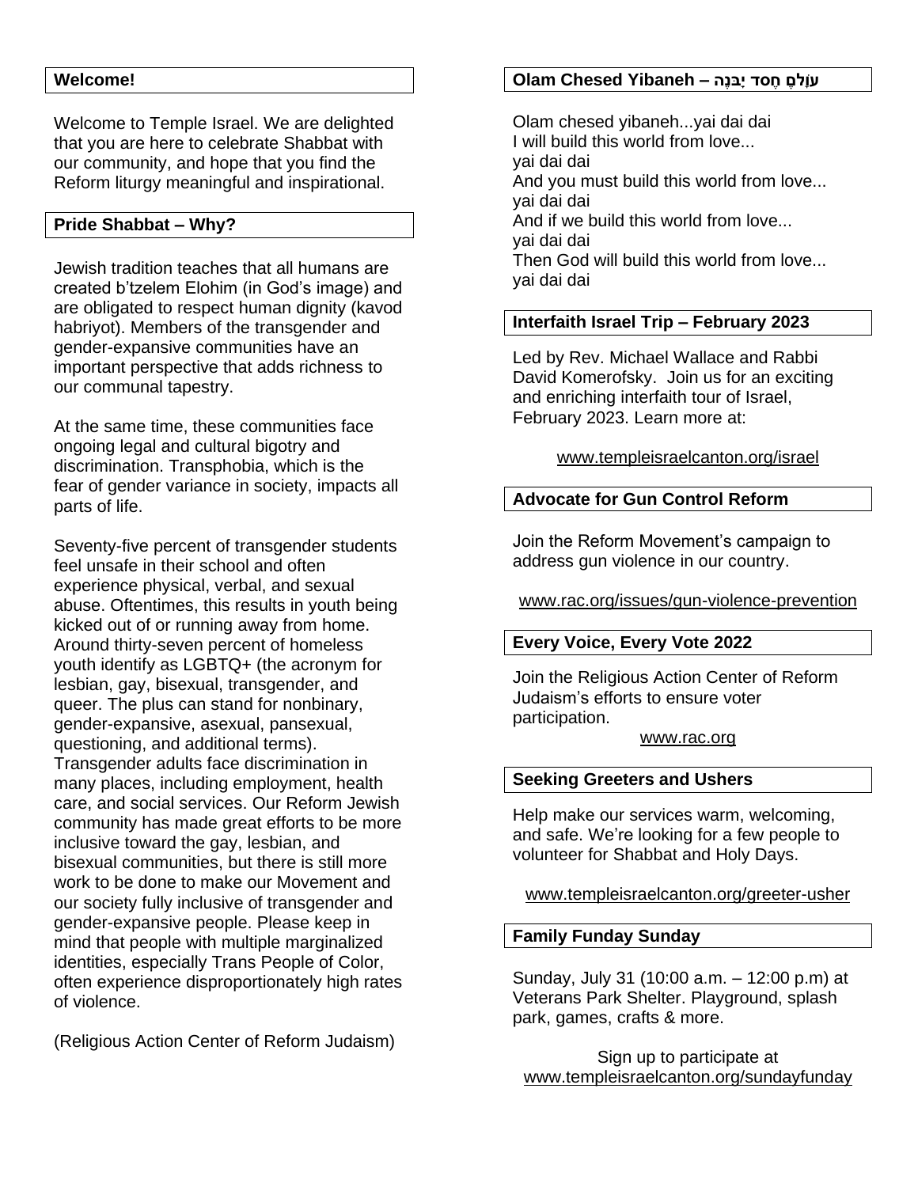## Welcome!

Welcome to Temple Israel. We are delighted that you are here to celebrate Shabbat with our community, and hope that you find the Reform liturgy meaningful and inspirational.

## Pride Shabbat – Why?

Jewish tradition teaches that all humans are created b'tzelem Elohim (in God's image) and are obligated to respect human dignity (kavod habriyot). Members of the transgender and gender-expansive communities have an important perspective that adds richness to our communal tapestry.

At the same time, these communities face ongoing legal and cultural bigotry and discrimination. Transphobia, which is the fear of gender variance in society, impacts all parts of life.

Seventy-five percent of transgender students feel unsafe in their school and often experience physical, verbal, and sexual abuse. Oftentimes, this results in youth being kicked out of or running away from home. Around thirty-seven percent of homeless youth identify as LGBTQ+ (the acronym for lesbian, gay, bisexual, transgender, and queer. The plus can stand for nonbinary, gender-expansive, asexual, pansexual, questioning, and additional terms). Transgender adults face discrimination in many places, including employment, health care, and social services. Our Reform Jewish community has made great efforts to be more inclusive toward the gay, lesbian, and bisexual communities, but there is still more work to be done to make our Movement and our society fully inclusive of transgender and gender-expansive people. Please keep in mind that people with multiple marginalized identities, especially Trans People of Color, often experience disproportionately high rates of violence.

(Religious Action Center of Reform Judaism)

## Olam Chesed Yibaneh – עוֹלָם חֶסֶד יִבָּנֶה

Olam chesed yibaneh...yai dai dai
I will build this world from love...
yai dai dai
And you must build this world from love...
yai dai dai
And if we build this world from love...
yai dai dai
Then God will build this world from love...
yai dai dai

## Interfaith Israel Trip – February 2023

Led by Rev. Michael Wallace and Rabbi David Komerofsky. Join us for an exciting and enriching interfaith tour of Israel, February 2023. Learn more at:

www.templeisraelcanton.org/israel

## Advocate for Gun Control Reform

Join the Reform Movement's campaign to address gun violence in our country.

www.rac.org/issues/gun-violence-prevention

## Every Voice, Every Vote 2022

Join the Religious Action Center of Reform Judaism's efforts to ensure voter participation.

www.rac.org

## Seeking Greeters and Ushers

Help make our services warm, welcoming, and safe. We're looking for a few people to volunteer for Shabbat and Holy Days.

www.templeisraelcanton.org/greeter-usher

## Family Funday Sunday

Sunday, July 31 (10:00 a.m. – 12:00 p.m) at Veterans Park Shelter. Playground, splash park, games, crafts & more.

Sign up to participate at
www.templeisraelcanton.org/sundayfunday